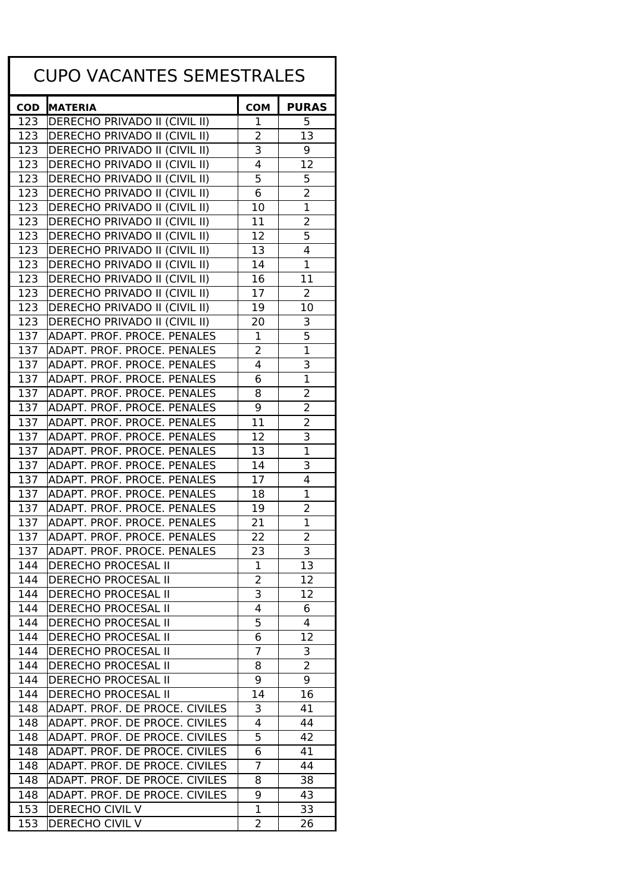# CUPO VACANTES SEMESTRALES

| COD | MATERIA | COM | PURAS |
|---|---|---|---|
| 123 | DERECHO PRIVADO II (CIVIL II) | 1 | 5 |
| 123 | DERECHO PRIVADO II (CIVIL II) | 2 | 13 |
| 123 | DERECHO PRIVADO II (CIVIL II) | 3 | 9 |
| 123 | DERECHO PRIVADO II (CIVIL II) | 4 | 12 |
| 123 | DERECHO PRIVADO II (CIVIL II) | 5 | 5 |
| 123 | DERECHO PRIVADO II (CIVIL II) | 6 | 2 |
| 123 | DERECHO PRIVADO II (CIVIL II) | 10 | 1 |
| 123 | DERECHO PRIVADO II (CIVIL II) | 11 | 2 |
| 123 | DERECHO PRIVADO II (CIVIL II) | 12 | 5 |
| 123 | DERECHO PRIVADO II (CIVIL II) | 13 | 4 |
| 123 | DERECHO PRIVADO II (CIVIL II) | 14 | 1 |
| 123 | DERECHO PRIVADO II (CIVIL II) | 16 | 11 |
| 123 | DERECHO PRIVADO II (CIVIL II) | 17 | 2 |
| 123 | DERECHO PRIVADO II (CIVIL II) | 19 | 10 |
| 123 | DERECHO PRIVADO II (CIVIL II) | 20 | 3 |
| 137 | ADAPT. PROF. PROCE. PENALES | 1 | 5 |
| 137 | ADAPT. PROF. PROCE. PENALES | 2 | 1 |
| 137 | ADAPT. PROF. PROCE. PENALES | 4 | 3 |
| 137 | ADAPT. PROF. PROCE. PENALES | 6 | 1 |
| 137 | ADAPT. PROF. PROCE. PENALES | 8 | 2 |
| 137 | ADAPT. PROF. PROCE. PENALES | 9 | 2 |
| 137 | ADAPT. PROF. PROCE. PENALES | 11 | 2 |
| 137 | ADAPT. PROF. PROCE. PENALES | 12 | 3 |
| 137 | ADAPT. PROF. PROCE. PENALES | 13 | 1 |
| 137 | ADAPT. PROF. PROCE. PENALES | 14 | 3 |
| 137 | ADAPT. PROF. PROCE. PENALES | 17 | 4 |
| 137 | ADAPT. PROF. PROCE. PENALES | 18 | 1 |
| 137 | ADAPT. PROF. PROCE. PENALES | 19 | 2 |
| 137 | ADAPT. PROF. PROCE. PENALES | 21 | 1 |
| 137 | ADAPT. PROF. PROCE. PENALES | 22 | 2 |
| 137 | ADAPT. PROF. PROCE. PENALES | 23 | 3 |
| 144 | DERECHO PROCESAL II | 1 | 13 |
| 144 | DERECHO PROCESAL II | 2 | 12 |
| 144 | DERECHO PROCESAL II | 3 | 12 |
| 144 | DERECHO PROCESAL II | 4 | 6 |
| 144 | DERECHO PROCESAL II | 5 | 4 |
| 144 | DERECHO PROCESAL II | 6 | 12 |
| 144 | DERECHO PROCESAL II | 7 | 3 |
| 144 | DERECHO PROCESAL II | 8 | 2 |
| 144 | DERECHO PROCESAL II | 9 | 9 |
| 144 | DERECHO PROCESAL II | 14 | 16 |
| 148 | ADAPT. PROF. DE PROCE. CIVILES | 3 | 41 |
| 148 | ADAPT. PROF. DE PROCE. CIVILES | 4 | 44 |
| 148 | ADAPT. PROF. DE PROCE. CIVILES | 5 | 42 |
| 148 | ADAPT. PROF. DE PROCE. CIVILES | 6 | 41 |
| 148 | ADAPT. PROF. DE PROCE. CIVILES | 7 | 44 |
| 148 | ADAPT. PROF. DE PROCE. CIVILES | 8 | 38 |
| 148 | ADAPT. PROF. DE PROCE. CIVILES | 9 | 43 |
| 153 | DERECHO CIVIL V | 1 | 33 |
| 153 | DERECHO CIVIL V | 2 | 26 |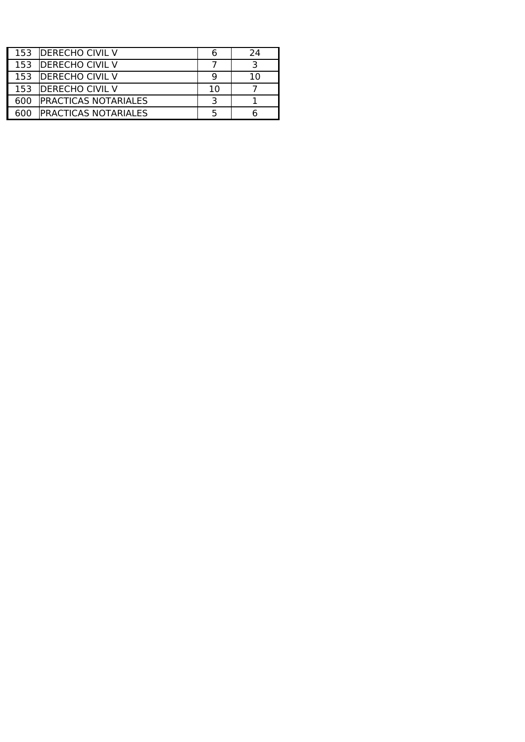| | | | |
|---|---|---|---|
| 153 | DERECHO CIVIL V | 6 | 24 |
| 153 | DERECHO CIVIL V | 7 | 3 |
| 153 | DERECHO CIVIL V | 9 | 10 |
| 153 | DERECHO CIVIL V | 10 | 7 |
| 600 | PRACTICAS NOTARIALES | 3 | 1 |
| 600 | PRACTICAS NOTARIALES | 5 | 6 |